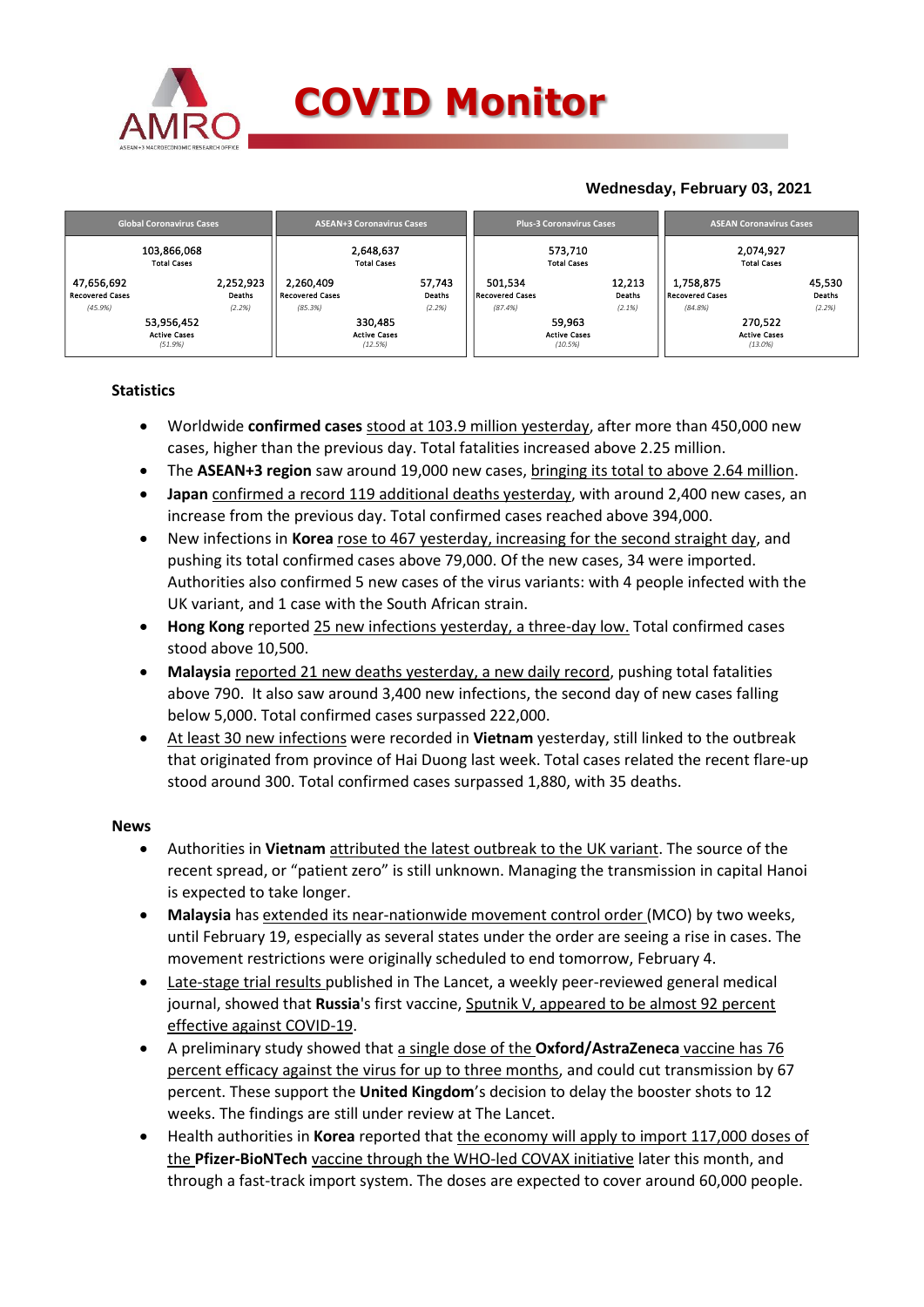# COVID Monitor

**Wednesday, February 03, 2021**

| Global Coronavirus Cases | | ASEAN+3 Coronavirus Cases | | Plus-3 Coronavirus Cases | | ASEAN Coronavirus Cases | |
|---|---|---|---|---|---|---|---|
| 103,866,068 Total Cases | | 2,648,637 Total Cases | | 573,710 Total Cases | | 2,074,927 Total Cases | |
| 47,656,692 Recovered Cases (45.9%) | 2,252,923 Deaths (2.2%) | 2,260,409 Recovered Cases (85.3%) | 57,743 Deaths (2.2%) | 501,534 Recovered Cases (87.4%) | 12,213 Deaths (2.1%) | 1,758,875 Recovered Cases (84.8%) | 45,530 Deaths (2.2%) |
| 53,956,452 Active Cases (51.9%) | | 330,485 Active Cases (12.5%) | | 59,963 Active Cases (10.5%) | | 270,522 Active Cases (13.0%) | |

## Statistics

- Worldwide **confirmed cases** stood at 103.9 million yesterday, after more than 450,000 new cases, higher than the previous day. Total fatalities increased above 2.25 million.
- The **ASEAN+3 region** saw around 19,000 new cases, bringing its total to above 2.64 million.
- **Japan** confirmed a record 119 additional deaths yesterday, with around 2,400 new cases, an increase from the previous day. Total confirmed cases reached above 394,000.
- New infections in **Korea** rose to 467 yesterday, increasing for the second straight day, and pushing its total confirmed cases above 79,000. Of the new cases, 34 were imported. Authorities also confirmed 5 new cases of the virus variants: with 4 people infected with the UK variant, and 1 case with the South African strain.
- **Hong Kong** reported 25 new infections yesterday, a three-day low. Total confirmed cases stood above 10,500.
- **Malaysia** reported 21 new deaths yesterday, a new daily record, pushing total fatalities above 790. It also saw around 3,400 new infections, the second day of new cases falling below 5,000. Total confirmed cases surpassed 222,000.
- At least 30 new infections were recorded in **Vietnam** yesterday, still linked to the outbreak that originated from province of Hai Duong last week. Total cases related the recent flare-up stood around 300. Total confirmed cases surpassed 1,880, with 35 deaths.

## News

- Authorities in **Vietnam** attributed the latest outbreak to the UK variant. The source of the recent spread, or "patient zero" is still unknown. Managing the transmission in capital Hanoi is expected to take longer.
- **Malaysia** has extended its near-nationwide movement control order (MCO) by two weeks, until February 19, especially as several states under the order are seeing a rise in cases. The movement restrictions were originally scheduled to end tomorrow, February 4.
- Late-stage trial results published in The Lancet, a weekly peer-reviewed general medical journal, showed that **Russia**'s first vaccine, Sputnik V, appeared to be almost 92 percent effective against COVID-19.
- A preliminary study showed that a single dose of the **Oxford/AstraZeneca** vaccine has 76 percent efficacy against the virus for up to three months, and could cut transmission by 67 percent. These support the **United Kingdom**'s decision to delay the booster shots to 12 weeks. The findings are still under review at The Lancet.
- Health authorities in **Korea** reported that the economy will apply to import 117,000 doses of the **Pfizer-BioNTech** vaccine through the WHO-led COVAX initiative later this month, and through a fast-track import system. The doses are expected to cover around 60,000 people.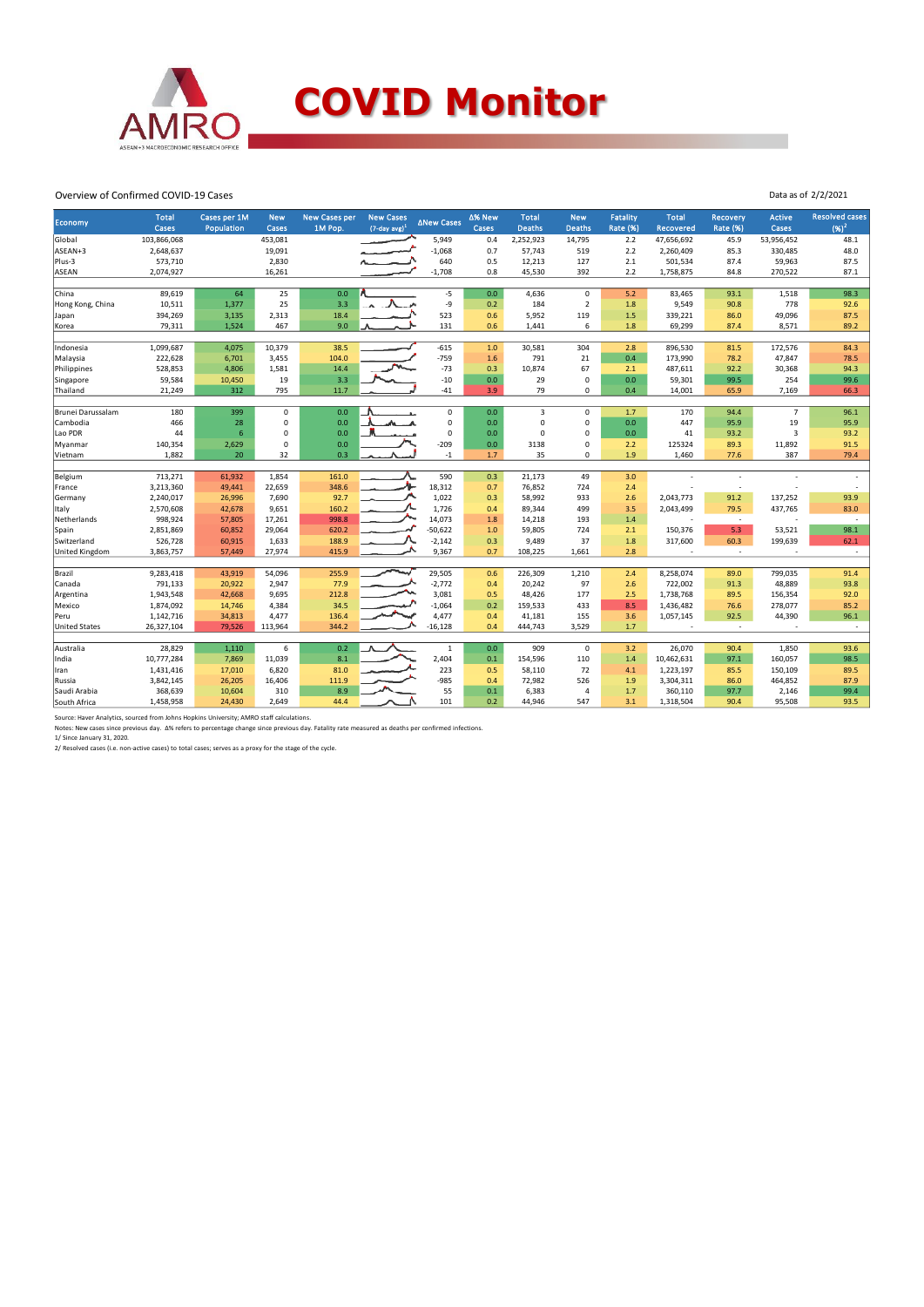# COVID Monitor

Overview of Confirmed COVID-19 Cases

Data as of 2/2/2021

| Economy | Total Cases | Cases per 1M Population | New Cases | New Cases per 1M Pop. | New Cases (7-day avg)[1] | ΔNew Cases | Δ% New Cases | Total Deaths | New Deaths | Fatality Rate (%) | Total Recovered | Recovery Rate (%) | Active Cases | Resolved cases (%)[2] |
|---|---|---|---|---|---|---|---|---|---|---|---|---|---|---|
| Global | 103,866,068 | | 453,081 | | | 5,949 | 0.4 | 2,252,923 | 14,795 | 2.2 | 47,656,692 | 45.9 | 53,956,452 | 48.1 |
| ASEAN+3 | 2,648,637 | | 19,091 | | | -1,068 | 0.7 | 57,743 | 519 | 2.2 | 2,260,409 | 85.3 | 330,485 | 48.0 |
| Plus-3 | 573,710 | | 2,830 | | | 640 | 0.5 | 12,213 | 127 | 2.1 | 501,534 | 87.4 | 59,963 | 87.5 |
| ASEAN | 2,074,927 | | 16,261 | | | -1,708 | 0.8 | 45,530 | 392 | 2.2 | 1,758,875 | 84.8 | 270,522 | 87.1 |
| | | | | | | | | | | | | | | |
| China | 89,619 | 64 | 25 | 0.0 | | -5 | 0.0 | 4,636 | 0 | 5.2 | 83,465 | 93.1 | 1,518 | 98.3 |
| Hong Kong, China | 10,511 | 1,377 | 25 | 3.3 | | -9 | 0.2 | 184 | 2 | 1.8 | 9,549 | 90.8 | 778 | 92.6 |
| Japan | 394,269 | 3,135 | 2,313 | 18.4 | | 523 | 0.6 | 5,952 | 119 | 1.5 | 339,221 | 86.0 | 49,096 | 87.5 |
| Korea | 79,311 | 1,524 | 467 | 9.0 | | 131 | 0.6 | 1,441 | 6 | 1.8 | 69,299 | 87.4 | 8,571 | 89.2 |
| | | | | | | | | | | | | | | |
| Indonesia | 1,099,687 | 4,075 | 10,379 | 38.5 | | -615 | 1.0 | 30,581 | 304 | 2.8 | 896,530 | 81.5 | 172,576 | 84.3 |
| Malaysia | 222,628 | 6,701 | 3,455 | 104.0 | | -759 | 1.6 | 791 | 21 | 0.4 | 173,990 | 78.2 | 47,847 | 78.5 |
| Philippines | 528,853 | 4,806 | 1,581 | 14.4 | | -73 | 0.3 | 10,874 | 67 | 2.1 | 487,611 | 92.2 | 30,368 | 94.3 |
| Singapore | 59,584 | 10,450 | 19 | 3.3 | | -10 | 0.0 | 29 | 0 | 0.0 | 59,301 | 99.5 | 254 | 99.6 |
| Thailand | 21,249 | 312 | 795 | 11.7 | | -41 | 3.9 | 79 | 0 | 0.4 | 14,001 | 65.9 | 7,169 | 66.3 |
| | | | | | | | | | | | | | | |
| Brunei Darussalam | 180 | 399 | 0 | 0.0 | | 0 | 0.0 | 3 | 0 | 1.7 | 170 | 94.4 | 7 | 96.1 |
| Cambodia | 466 | 28 | 0 | 0.0 | | 0 | 0.0 | 0 | 0 | 0.0 | 447 | 95.9 | 19 | 95.9 |
| Lao PDR | 44 | 6 | 0 | 0.0 | | 0 | 0.0 | 0 | 0 | 0.0 | 41 | 93.2 | 3 | 93.2 |
| Myanmar | 140,354 | 2,629 | 0 | 0.0 | | -209 | 0.0 | 3138 | 0 | 2.2 | 125324 | 89.3 | 11,892 | 91.5 |
| Vietnam | 1,882 | 20 | 32 | 0.3 | | -1 | 1.7 | 35 | 0 | 1.9 | 1,460 | 77.6 | 387 | 79.4 |
| | | | | | | | | | | | | | | |
| Belgium | 713,271 | 61,932 | 1,854 | 161.0 | | 590 | 0.3 | 21,173 | 49 | 3.0 | - | - | - | - |
| France | 3,213,360 | 49,441 | 22,659 | 348.6 | | 18,312 | 0.7 | 76,852 | 724 | 2.4 | - | - | - | - |
| Germany | 2,240,017 | 26,996 | 7,690 | 92.7 | | 1,022 | 0.3 | 58,992 | 933 | 2.6 | 2,043,773 | 91.2 | 137,252 | 93.9 |
| Italy | 2,570,608 | 42,678 | 9,651 | 160.2 | | 1,726 | 0.4 | 89,344 | 499 | 3.5 | 2,043,499 | 79.5 | 437,765 | 83.0 |
| Netherlands | 998,924 | 57,805 | 17,261 | 998.8 | | 14,073 | 1.8 | 14,218 | 193 | 1.4 | - | - | - | - |
| Spain | 2,851,869 | 60,852 | 29,064 | 620.2 | | -50,622 | 1.0 | 59,805 | 724 | 2.1 | 150,376 | 5.3 | 53,521 | 98.1 |
| Switzerland | 526,728 | 60,915 | 1,633 | 188.9 | | -2,142 | 0.3 | 9,489 | 37 | 1.8 | 317,600 | 60.3 | 199,639 | 62.1 |
| United Kingdom | 3,863,757 | 57,449 | 27,974 | 415.9 | | 9,367 | 0.7 | 108,225 | 1,661 | 2.8 | - | - | - | - |
| | | | | | | | | | | | | | | |
| Brazil | 9,283,418 | 43,919 | 54,096 | 255.9 | | 29,505 | 0.6 | 226,309 | 1,210 | 2.4 | 8,258,074 | 89.0 | 799,035 | 91.4 |
| Canada | 791,133 | 20,922 | 2,947 | 77.9 | | -2,772 | 0.4 | 20,242 | 97 | 2.6 | 722,002 | 91.3 | 48,889 | 93.8 |
| Argentina | 1,943,548 | 42,668 | 9,695 | 212.8 | | 3,081 | 0.5 | 48,426 | 177 | 2.5 | 1,738,768 | 89.5 | 156,354 | 92.0 |
| Mexico | 1,874,092 | 14,746 | 4,384 | 34.5 | | -1,064 | 0.2 | 159,533 | 433 | 8.5 | 1,436,482 | 76.6 | 278,077 | 85.2 |
| Peru | 1,142,716 | 34,813 | 4,477 | 136.4 | | 4,477 | 0.4 | 41,181 | 155 | 3.6 | 1,057,145 | 92.5 | 44,390 | 96.1 |
| United States | 26,327,104 | 79,526 | 113,964 | 344.2 | | -16,128 | 0.4 | 444,743 | 3,529 | 1.7 | - | - | - | - |
| | | | | | | | | | | | | | | |
| Australia | 28,829 | 1,110 | 6 | 0.2 | | 1 | 0.0 | 909 | 0 | 3.2 | 26,070 | 90.4 | 1,850 | 93.6 |
| India | 10,777,284 | 7,869 | 11,039 | 8.1 | | 2,404 | 0.1 | 154,596 | 110 | 1.4 | 10,462,631 | 97.1 | 160,057 | 98.5 |
| Iran | 1,431,416 | 17,010 | 6,820 | 81.0 | | 223 | 0.5 | 58,110 | 72 | 4.1 | 1,223,197 | 85.5 | 150,109 | 89.5 |
| Russia | 3,842,145 | 26,205 | 16,406 | 111.9 | | -985 | 0.4 | 72,982 | 526 | 1.9 | 3,304,311 | 86.0 | 464,852 | 87.9 |
| Saudi Arabia | 368,639 | 10,604 | 310 | 8.9 | | 55 | 0.1 | 6,383 | 4 | 1.7 | 360,110 | 97.7 | 2,146 | 99.4 |
| South Africa | 1,458,958 | 24,430 | 2,649 | 44.4 | | 101 | 0.2 | 44,946 | 547 | 3.1 | 1,318,504 | 90.4 | 95,508 | 93.5 |

Source: Haver Analytics, sourced from Johns Hopkins University; AMRO staff calculations.

Notes: New cases since previous day. Δ% refers to percentage change since previous day. Fatality rate measured as deaths per confirmed infections.

1/ Since January 31, 2020.

2/ Resolved cases (i.e. non-active cases) to total cases; serves as a proxy for the stage of the cycle.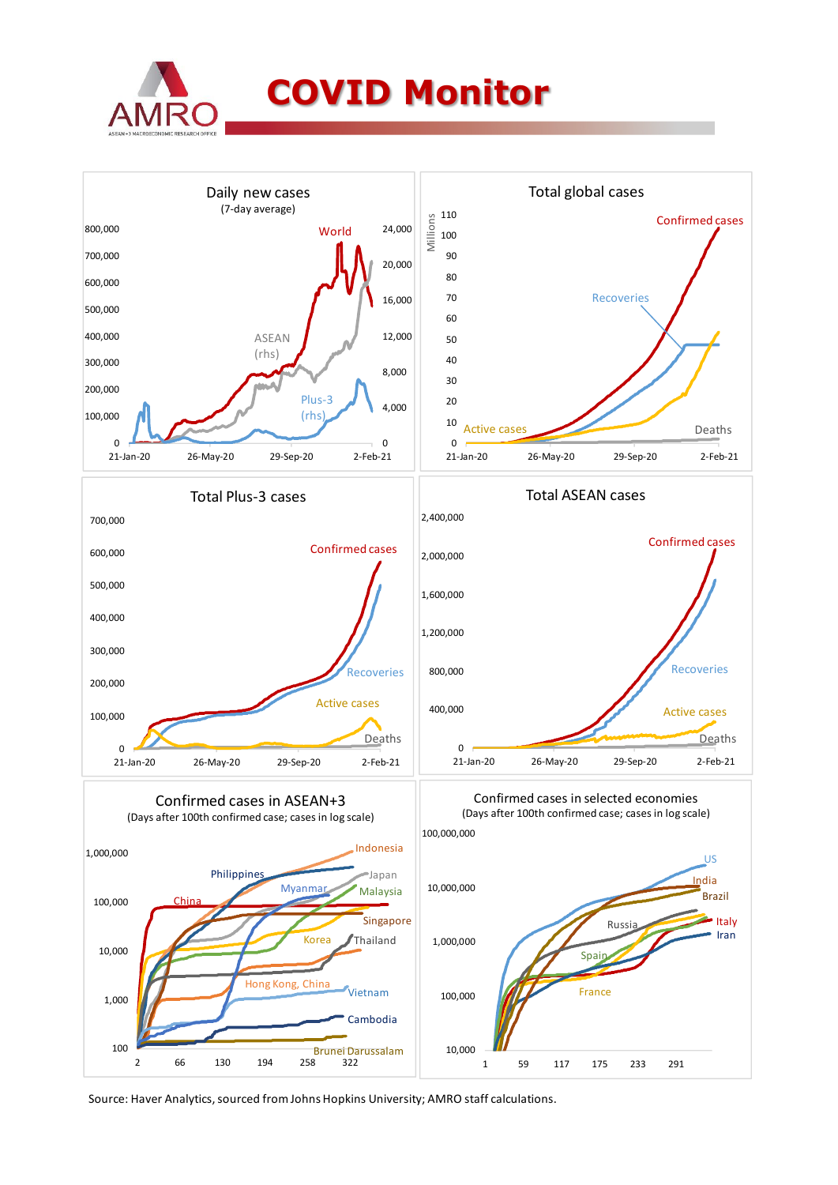# COVID Monitor

AMRO
ASEAN+3 MACROECONOMIC RESEARCH OFFICE

## Daily new cases
(7-day average)

800,000
700,000
600,000
500,000
400,000
300,000
200,000
100,000
0

24,000
20,000
16,000
12,000
8,000
4,000
0

World
ASEAN (rhs)
Plus-3 (rhs)

21-Jan-20 26-May-20 29-Sep-20 2-Feb-21

## Total global cases

Millions
110
100
90
80
70
60
50
40
30
20
10
0

Confirmed cases
Recoveries
Active cases
Deaths

21-Jan-20 26-May-20 29-Sep-20 2-Feb-21

## Total Plus-3 cases

700,000
600,000
500,000
400,000
300,000
200,000
100,000
0

Confirmed cases
Recoveries
Active cases
Deaths

21-Jan-20 26-May-20 29-Sep-20 2-Feb-21

## Total ASEAN cases

2,400,000
2,000,000
1,600,000
1,200,000
800,000
400,000
0

Confirmed cases
Recoveries
Active cases
Deaths

21-Jan-20 26-May-20 29-Sep-20 2-Feb-21

## Confirmed cases in ASEAN+3
(Days after 100th confirmed case; cases in log scale)

1,000,000
100,000
10,000
1,000
100

Indonesia
Philippines
Japan
Myanmar
Malaysia
China
Singapore
Korea
Thailand
Hong Kong, China
Vietnam
Cambodia
Brunei Darussalam

2 66 130 194 258 322

## Confirmed cases in selected economies
(Days after 100th confirmed case; cases in log scale)

100,000,000
10,000,000
1,000,000
100,000
10,000

US
India
Brazil
Russia
Italy
Iran
Spain
France

1 59 117 175 233 291

Source: Haver Analytics, sourced from Johns Hopkins University; AMRO staff calculations.